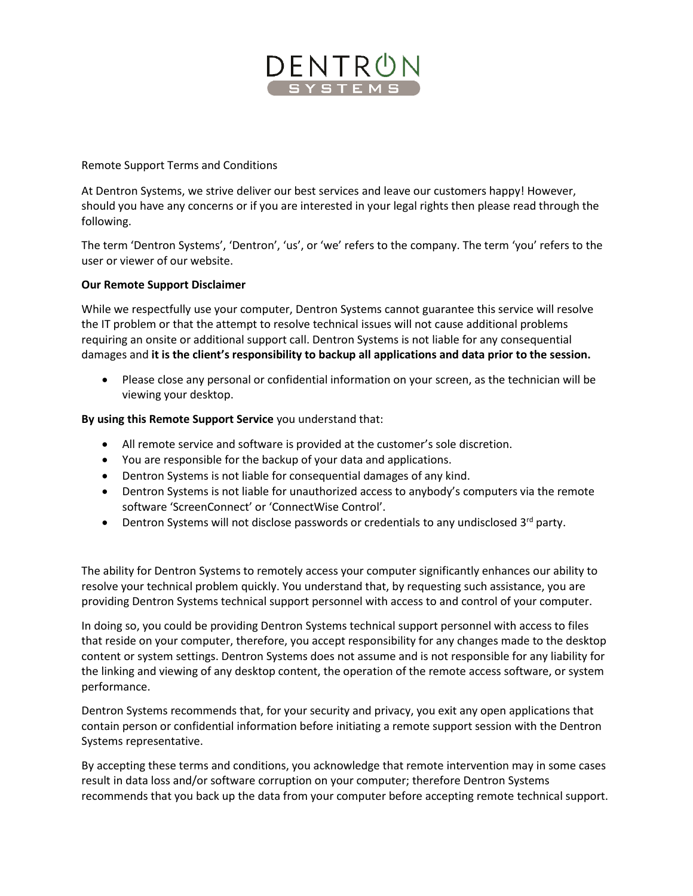DENTRON SYSTEMS

Remote Support Terms and Conditions

At Dentron Systems, we strive deliver our best services and leave our customers happy! However, should you have any concerns or if you are interested in your legal rights then please read through the following.

The term 'Dentron Systems', 'Dentron', 'us', or 'we' refers to the company. The term 'you' refers to the user or viewer of our website.

**Our Remote Support Disclaimer**

While we respectfully use your computer, Dentron Systems cannot guarantee this service will resolve the IT problem or that the attempt to resolve technical issues will not cause additional problems requiring an onsite or additional support call. Dentron Systems is not liable for any consequential damages and **it is the client's responsibility to backup all applications and data prior to the session.**

- Please close any personal or confidential information on your screen, as the technician will be viewing your desktop.

**By using this Remote Support Service** you understand that:

- All remote service and software is provided at the customer's sole discretion.
- You are responsible for the backup of your data and applications.
- Dentron Systems is not liable for consequential damages of any kind.
- Dentron Systems is not liable for unauthorized access to anybody's computers via the remote software 'ScreenConnect' or 'ConnectWise Control'.
- Dentron Systems will not disclose passwords or credentials to any undisclosed 3rd party.

The ability for Dentron Systems to remotely access your computer significantly enhances our ability to resolve your technical problem quickly. You understand that, by requesting such assistance, you are providing Dentron Systems technical support personnel with access to and control of your computer.

In doing so, you could be providing Dentron Systems technical support personnel with access to files that reside on your computer, therefore, you accept responsibility for any changes made to the desktop content or system settings. Dentron Systems does not assume and is not responsible for any liability for the linking and viewing of any desktop content, the operation of the remote access software, or system performance.

Dentron Systems recommends that, for your security and privacy, you exit any open applications that contain person or confidential information before initiating a remote support session with the Dentron Systems representative.

By accepting these terms and conditions, you acknowledge that remote intervention may in some cases result in data loss and/or software corruption on your computer; therefore Dentron Systems recommends that you back up the data from your computer before accepting remote technical support.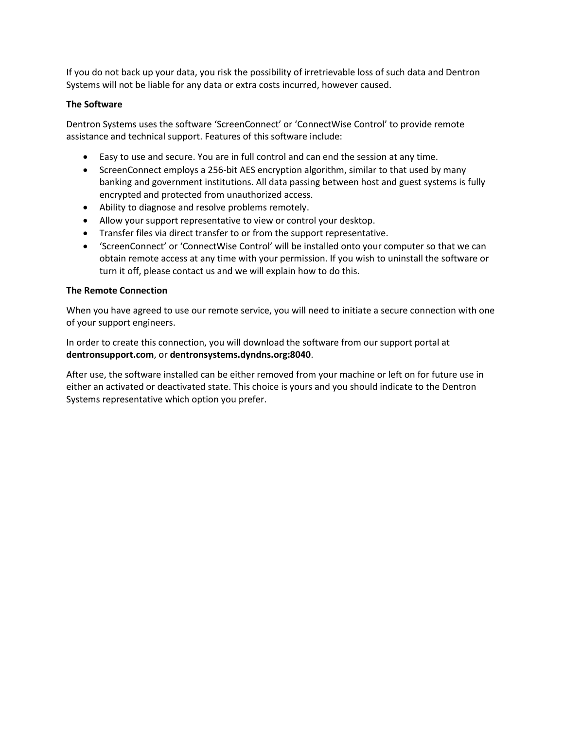If you do not back up your data, you risk the possibility of irretrievable loss of such data and Dentron Systems will not be liable for any data or extra costs incurred, however caused.

**The Software**

Dentron Systems uses the software 'ScreenConnect' or 'ConnectWise Control' to provide remote assistance and technical support. Features of this software include:

- Easy to use and secure. You are in full control and can end the session at any time.
- ScreenConnect employs a 256-bit AES encryption algorithm, similar to that used by many banking and government institutions. All data passing between host and guest systems is fully encrypted and protected from unauthorized access.
- Ability to diagnose and resolve problems remotely.
- Allow your support representative to view or control your desktop.
- Transfer files via direct transfer to or from the support representative.
- 'ScreenConnect' or 'ConnectWise Control' will be installed onto your computer so that we can obtain remote access at any time with your permission. If you wish to uninstall the software or turn it off, please contact us and we will explain how to do this.

**The Remote Connection**

When you have agreed to use our remote service, you will need to initiate a secure connection with one of your support engineers.

In order to create this connection, you will download the software from our support portal at **dentronsupport.com**, or **dentronsystems.dyndns.org:8040**.

After use, the software installed can be either removed from your machine or left on for future use in either an activated or deactivated state. This choice is yours and you should indicate to the Dentron Systems representative which option you prefer.